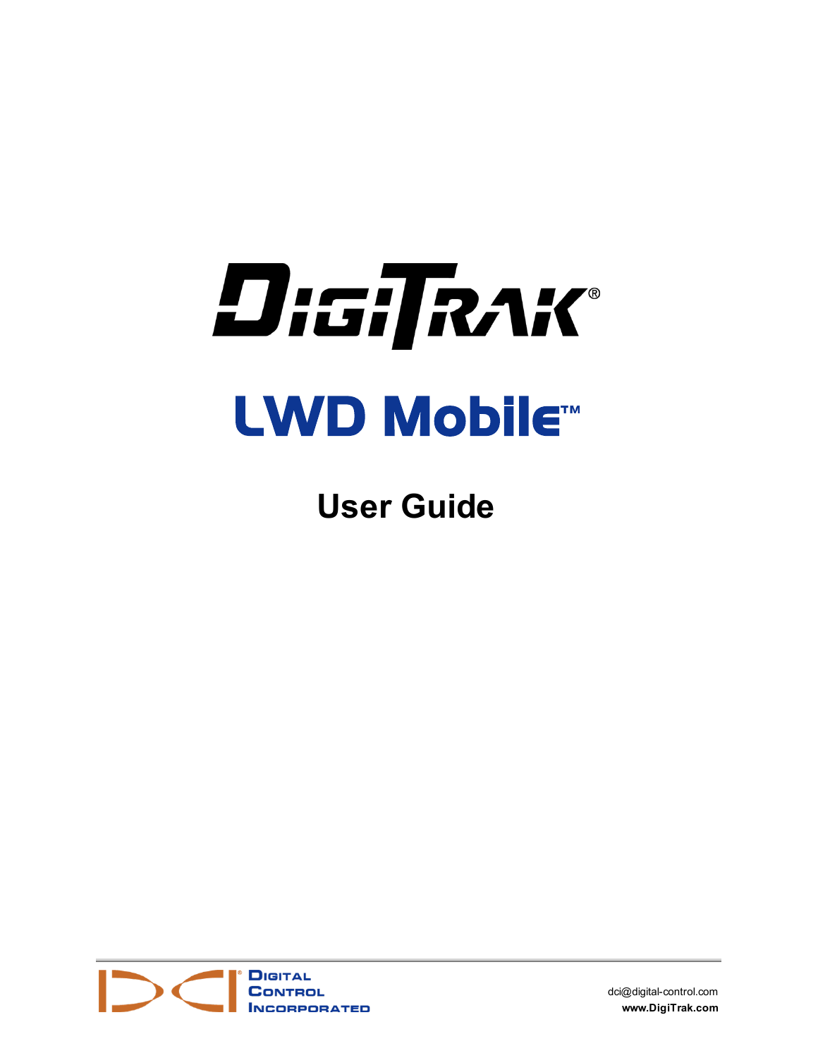# DigiTrak®

## LWD Mobile™

## User Guide

Digital Control Incorporated

dci@digital-control.com

**www.DigiTrak.com**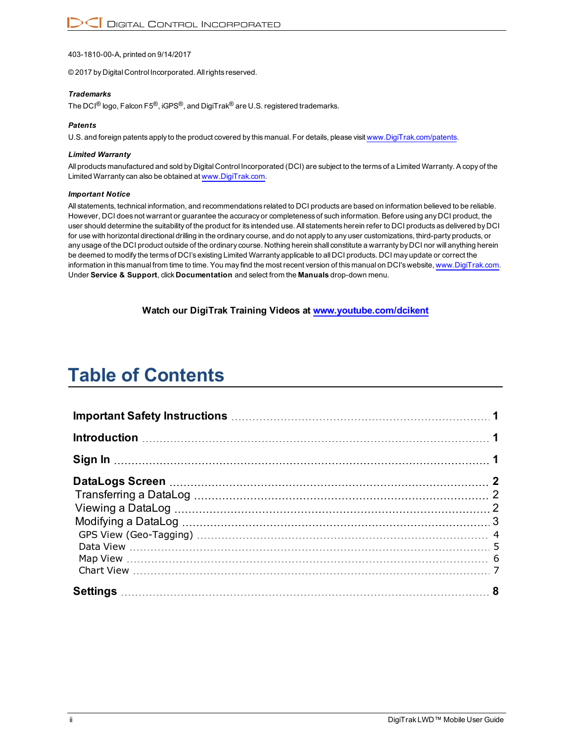403-1810-00-A, printed on 9/14/2017

© 2017 by Digital Control Incorporated. All rights reserved.

***Trademarks***

The DCI® logo, Falcon F5®, iGPS®, and DigiTrak® are U.S. registered trademarks.

***Patents***

U.S. and foreign patents apply to the product covered by this manual. For details, please visit www.DigiTrak.com/patents.

***Limited Warranty***

All products manufactured and sold by Digital Control Incorporated (DCI) are subject to the terms of a Limited Warranty. A copy of the Limited Warranty can also be obtained at www.DigiTrak.com.

***Important Notice***

All statements, technical information, and recommendations related to DCI products are based on information believed to be reliable. However, DCI does not warrant or guarantee the accuracy or completeness of such information. Before using any DCI product, the user should determine the suitability of the product for its intended use. All statements herein refer to DCI products as delivered by DCI for use with horizontal directional drilling in the ordinary course, and do not apply to any user customizations, third-party products, or any usage of the DCI product outside of the ordinary course. Nothing herein shall constitute a warranty by DCI nor will anything herein be deemed to modify the terms of DCI's existing Limited Warranty applicable to all DCI products. DCI may update or correct the information in this manual from time to time. You may find the most recent version of this manual on DCI's website, www.DigiTrak.com. Under **Service & Support**, click **Documentation** and select from the **Manuals** drop-down menu.

**Watch our DigiTrak Training Videos at www.youtube.com/dcikent**

# Table of Contents

**Important Safety Instructions** ..... 1

**Introduction** ..... 1

**Sign In** ..... 1

**DataLogs Screen** ..... 2

- Transferring a DataLog ..... 2
- Viewing a DataLog ..... 2
- Modifying a DataLog ..... 3
  - GPS View (Geo-Tagging) ..... 4
  - Data View ..... 5
  - Map View ..... 6
  - Chart View ..... 7

**Settings** ..... 8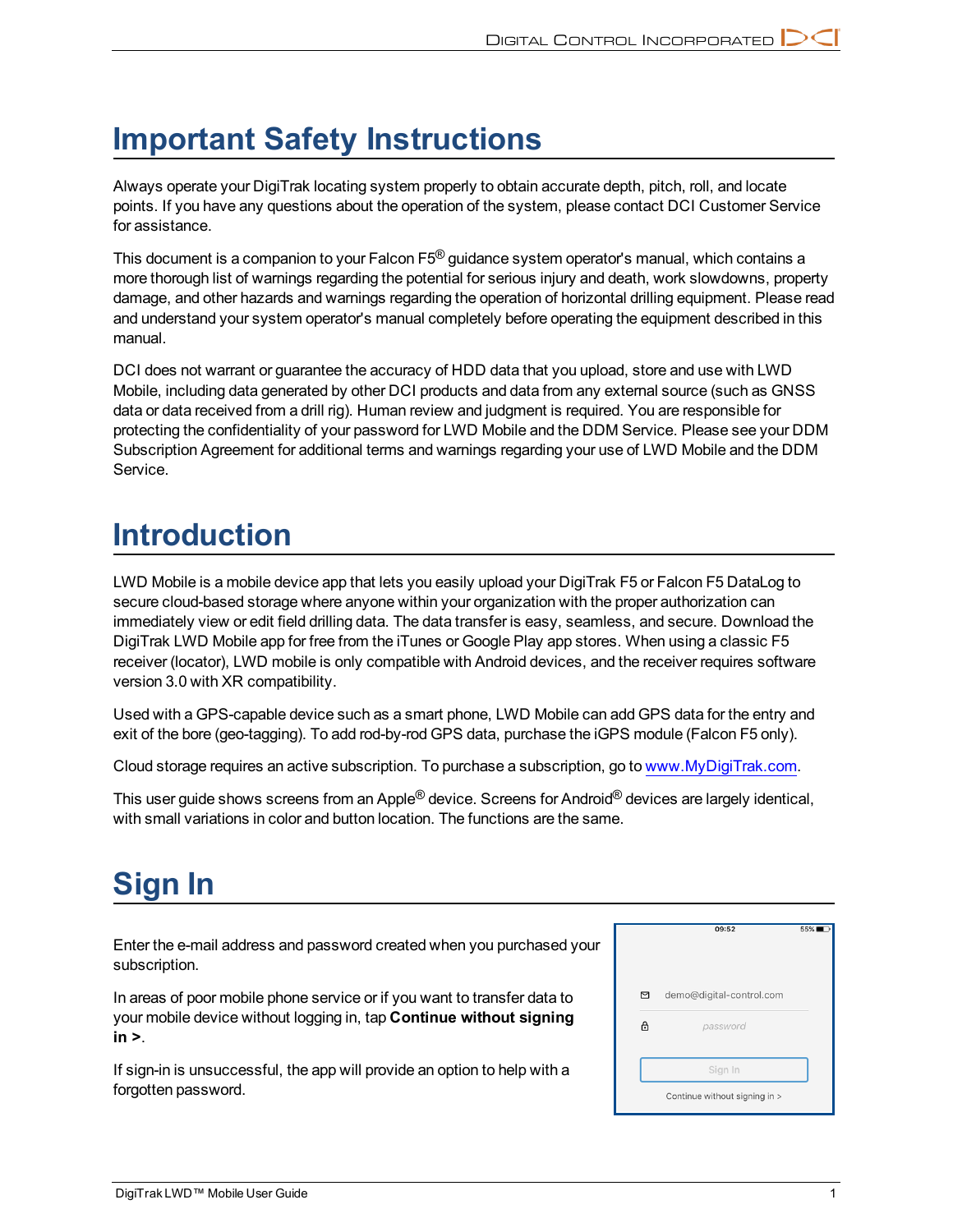# Important Safety Instructions

Always operate your DigiTrak locating system properly to obtain accurate depth, pitch, roll, and locate points. If you have any questions about the operation of the system, please contact DCI Customer Service for assistance.

This document is a companion to your Falcon F5® guidance system operator's manual, which contains a more thorough list of warnings regarding the potential for serious injury and death, work slowdowns, property damage, and other hazards and warnings regarding the operation of horizontal drilling equipment. Please read and understand your system operator's manual completely before operating the equipment described in this manual.

DCI does not warrant or guarantee the accuracy of HDD data that you upload, store and use with LWD Mobile, including data generated by other DCI products and data from any external source (such as GNSS data or data received from a drill rig). Human review and judgment is required. You are responsible for protecting the confidentiality of your password for LWD Mobile and the DDM Service. Please see your DDM Subscription Agreement for additional terms and warnings regarding your use of LWD Mobile and the DDM Service.

# Introduction

LWD Mobile is a mobile device app that lets you easily upload your DigiTrak F5 or Falcon F5 DataLog to secure cloud-based storage where anyone within your organization with the proper authorization can immediately view or edit field drilling data. The data transfer is easy, seamless, and secure. Download the DigiTrak LWD Mobile app for free from the iTunes or Google Play app stores. When using a classic F5 receiver (locator), LWD mobile is only compatible with Android devices, and the receiver requires software version 3.0 with XR compatibility.

Used with a GPS-capable device such as a smart phone, LWD Mobile can add GPS data for the entry and exit of the bore (geo-tagging). To add rod-by-rod GPS data, purchase the iGPS module (Falcon F5 only).

Cloud storage requires an active subscription. To purchase a subscription, go to www.MyDigiTrak.com.

This user guide shows screens from an Apple® device. Screens for Android® devices are largely identical, with small variations in color and button location. The functions are the same.

# Sign In

Enter the e-mail address and password created when you purchased your subscription.

In areas of poor mobile phone service or if you want to transfer data to your mobile device without logging in, tap **Continue without signing in >**.

If sign-in is unsuccessful, the app will provide an option to help with a forgotten password.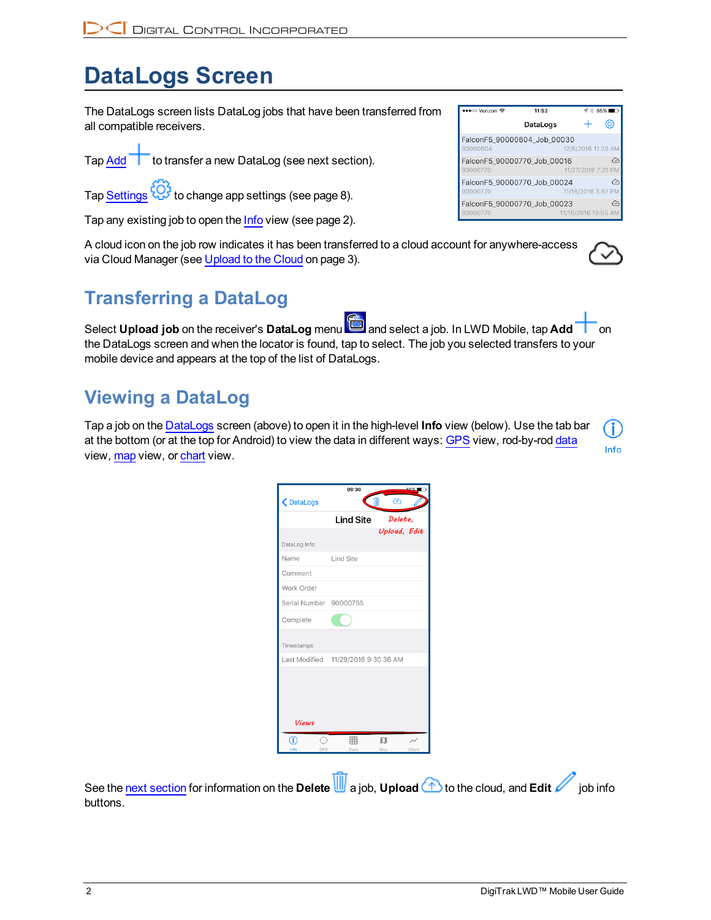# DataLogs Screen

The DataLogs screen lists DataLog jobs that have been transferred from all compatible receivers.

Tap Add to transfer a new DataLog (see next section).

Tap Settings to change app settings (see page 8).

Tap any existing job to open the Info view (see page 2).

A cloud icon on the job row indicates it has been transferred to a cloud account for anywhere-access via Cloud Manager (see Upload to the Cloud on page 3).

## Transferring a DataLog

Select **Upload job** on the receiver's **DataLog** menu and select a job. In LWD Mobile, tap **Add** on the DataLogs screen and when the locator is found, tap to select. The job you selected transfers to your mobile device and appears at the top of the list of DataLogs.

## Viewing a DataLog

Tap a job on the DataLogs screen (above) to open it in the high-level **Info** view (below). Use the tab bar at the bottom (or at the top for Android) to view the data in different ways: GPS view, rod-by-rod data view, map view, or chart view.

See the next section for information on the **Delete** a job, **Upload** to the cloud, and **Edit** job info buttons.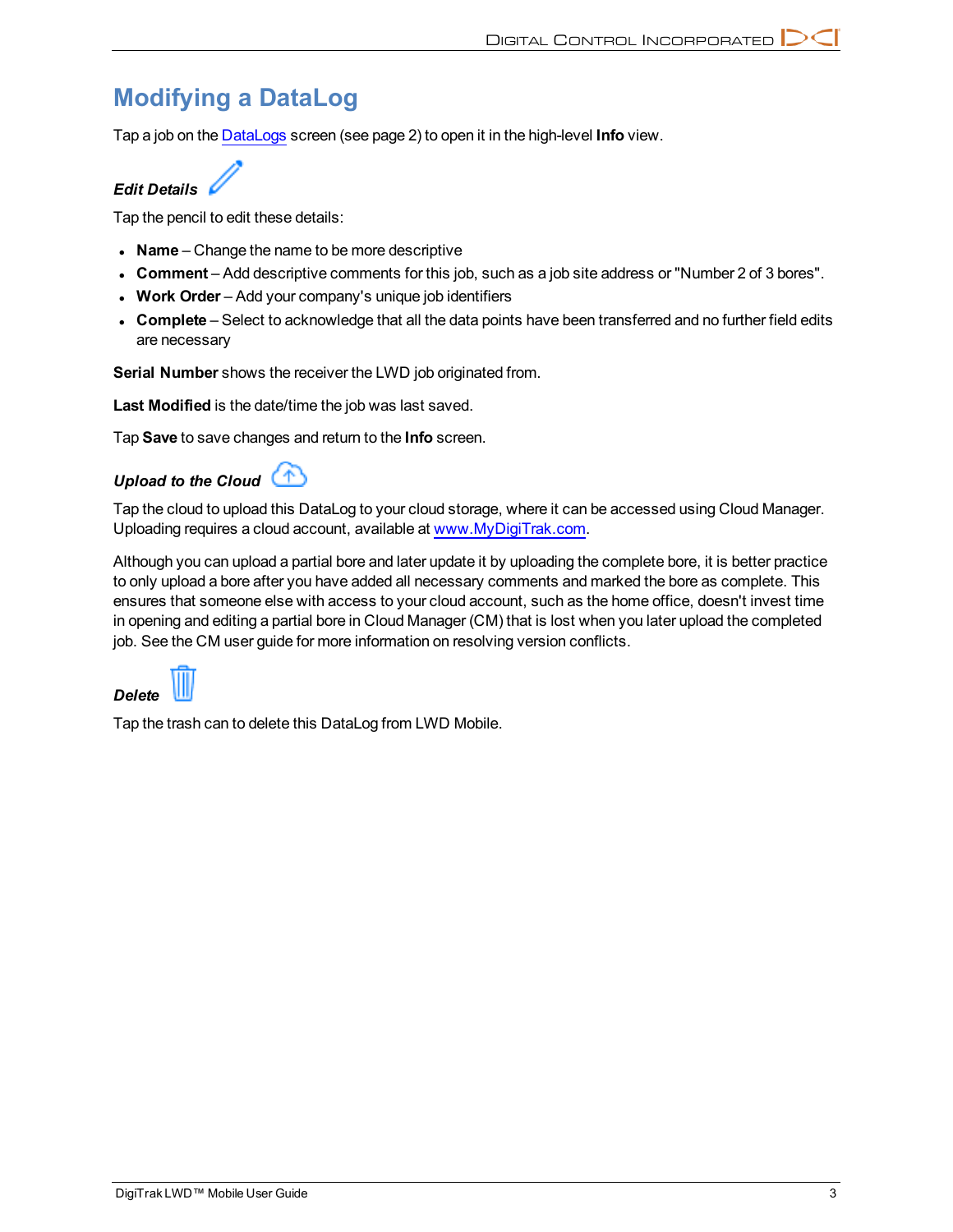# Modifying a DataLog

Tap a job on the DataLogs screen (see page 2) to open it in the high-level **Info** view.

### *Edit Details*

Tap the pencil to edit these details:

- **Name** – Change the name to be more descriptive
- **Comment** – Add descriptive comments for this job, such as a job site address or "Number 2 of 3 bores".
- **Work Order** – Add your company's unique job identifiers
- **Complete** – Select to acknowledge that all the data points have been transferred and no further field edits are necessary

**Serial Number** shows the receiver the LWD job originated from.

**Last Modified** is the date/time the job was last saved.

Tap **Save** to save changes and return to the **Info** screen.

### *Upload to the Cloud*

Tap the cloud to upload this DataLog to your cloud storage, where it can be accessed using Cloud Manager. Uploading requires a cloud account, available at www.MyDigiTrak.com.

Although you can upload a partial bore and later update it by uploading the complete bore, it is better practice to only upload a bore after you have added all necessary comments and marked the bore as complete. This ensures that someone else with access to your cloud account, such as the home office, doesn't invest time in opening and editing a partial bore in Cloud Manager (CM) that is lost when you later upload the completed job. See the CM user guide for more information on resolving version conflicts.

### *Delete*

Tap the trash can to delete this DataLog from LWD Mobile.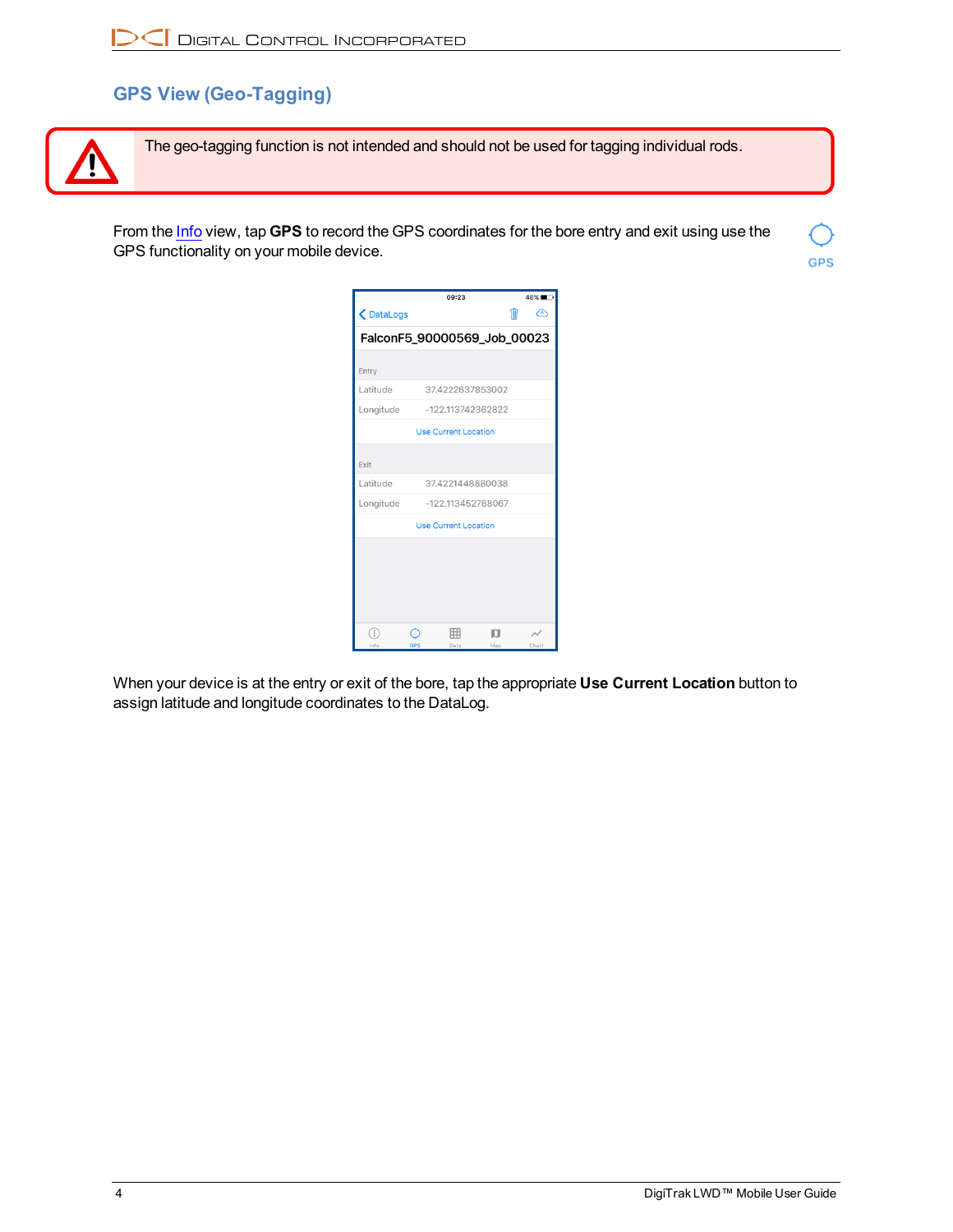## GPS View (Geo-Tagging)

> ⚠ The geo-tagging function is not intended and should not be used for tagging individual rods.

From the Info view, tap **GPS** to record the GPS coordinates for the bore entry and exit using use the GPS functionality on your mobile device.

When your device is at the entry or exit of the bore, tap the appropriate **Use Current Location** button to assign latitude and longitude coordinates to the DataLog.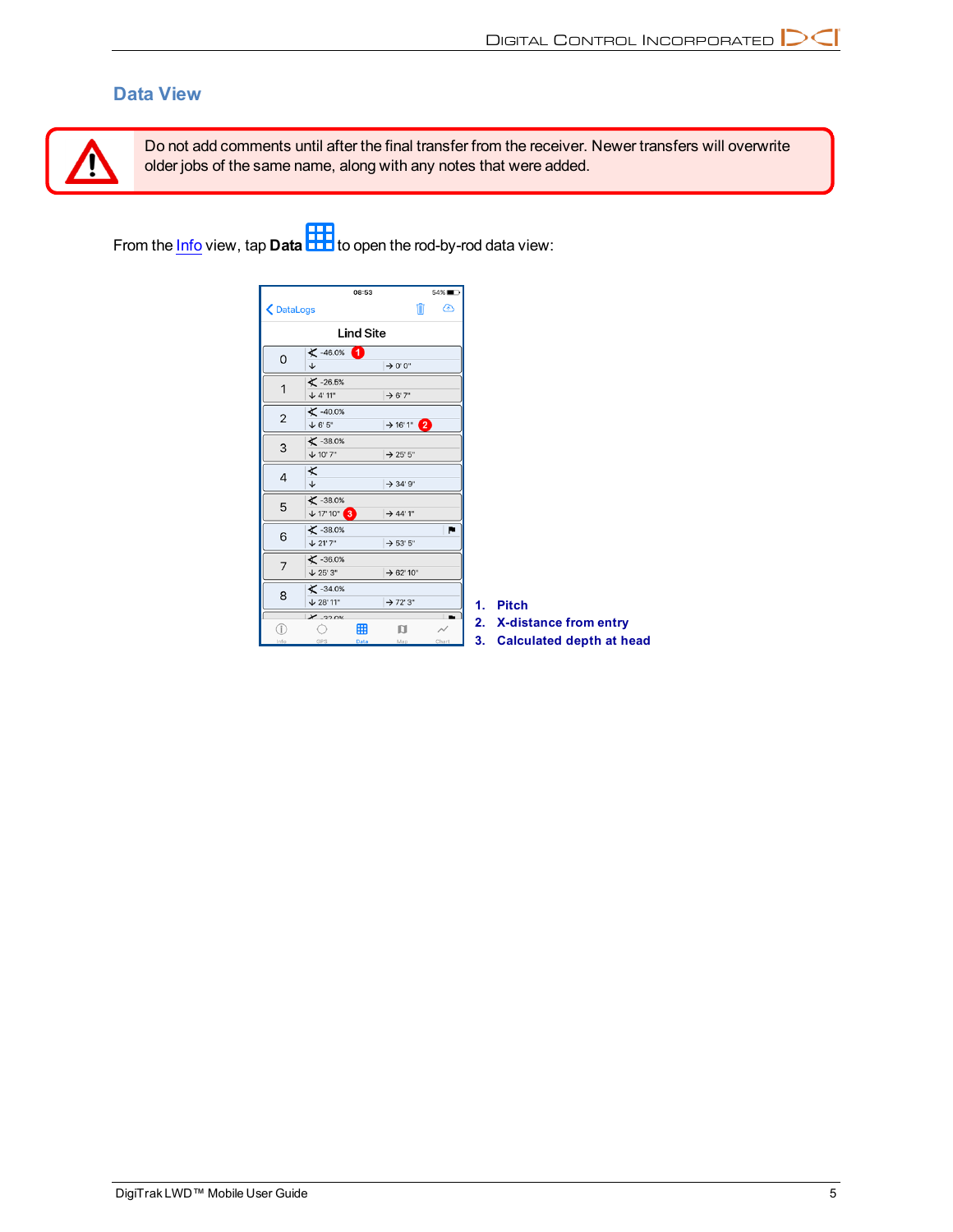## Data View

> ⚠ Do not add comments until after the final transfer from the receiver. Newer transfers will overwrite older jobs of the same name, along with any notes that were added.

From the Info view, tap **Data** to open the rod-by-rod data view:

1. Pitch
2. X-distance from entry
3. Calculated depth at head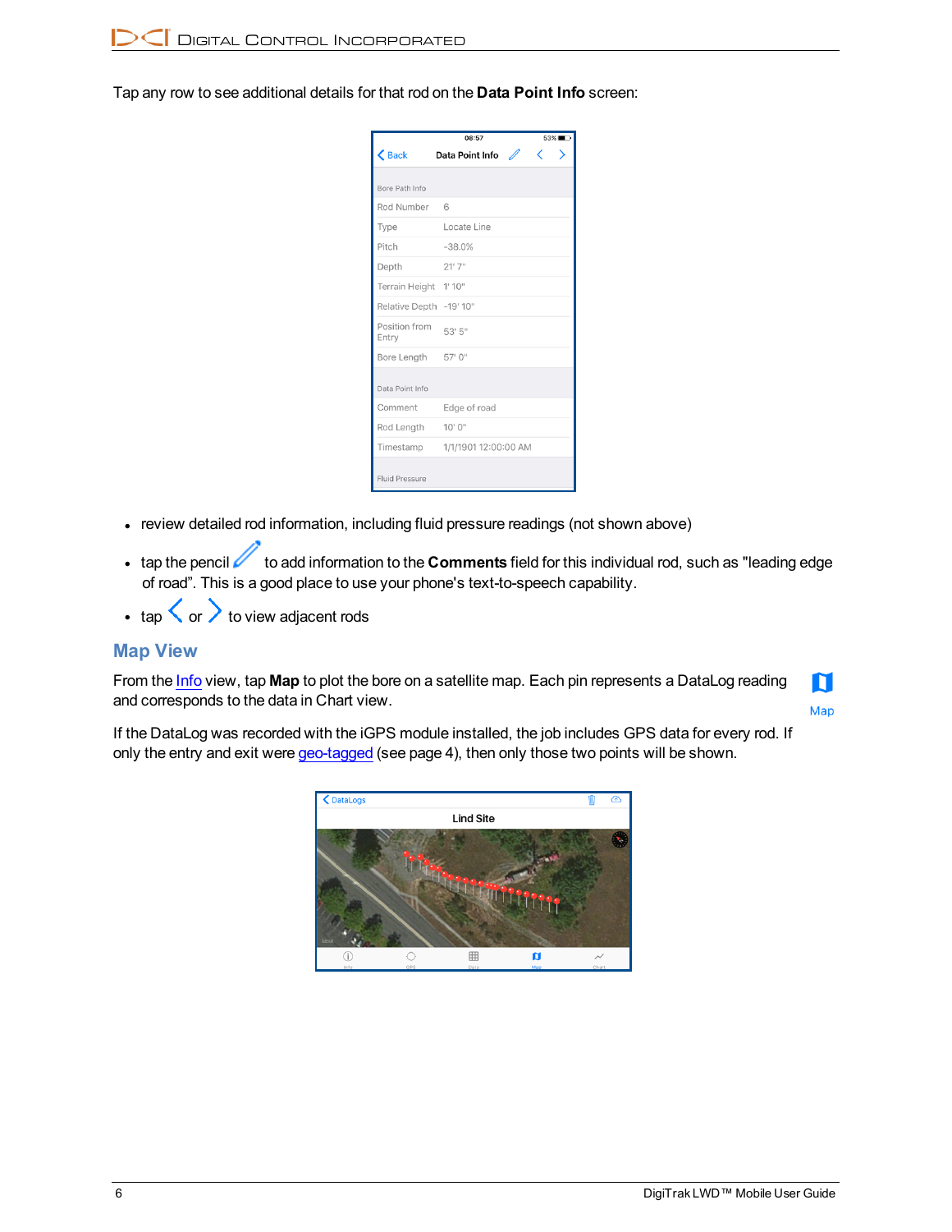Tap any row to see additional details for that rod on the **Data Point Info** screen:

- review detailed rod information, including fluid pressure readings (not shown above)
- tap the pencil to add information to the **Comments** field for this individual rod, such as "leading edge of road". This is a good place to use your phone's text-to-speech capability.
- tap < or > to view adjacent rods

## Map View

From the Info view, tap **Map** to plot the bore on a satellite map. Each pin represents a DataLog reading and corresponds to the data in Chart view.

If the DataLog was recorded with the iGPS module installed, the job includes GPS data for every rod. If only the entry and exit were geo-tagged (see page 4), then only those two points will be shown.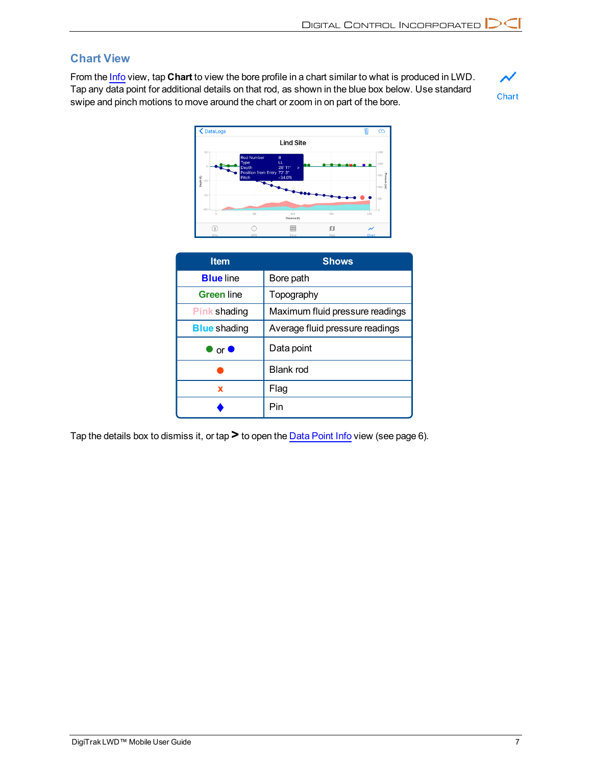## Chart View

From the Info view, tap **Chart** to view the bore profile in a chart similar to what is produced in LWD. Tap any data point for additional details on that rod, as shown in the blue box below. Use standard swipe and pinch motions to move around the chart or zoom in on part of the bore.

Chart

| Item | Shows |
| --- | --- |
| **Blue** line | Bore path |
| **Green** line | Topography |
| **Pink** shading | Maximum fluid pressure readings |
| **Blue** shading | Average fluid pressure readings |
| ● or ● | Data point |
| ● | Blank rod |
| x | Flag |
| ♦ | Pin |

Tap the details box to dismiss it, or tap **>** to open the Data Point Info view (see page 6).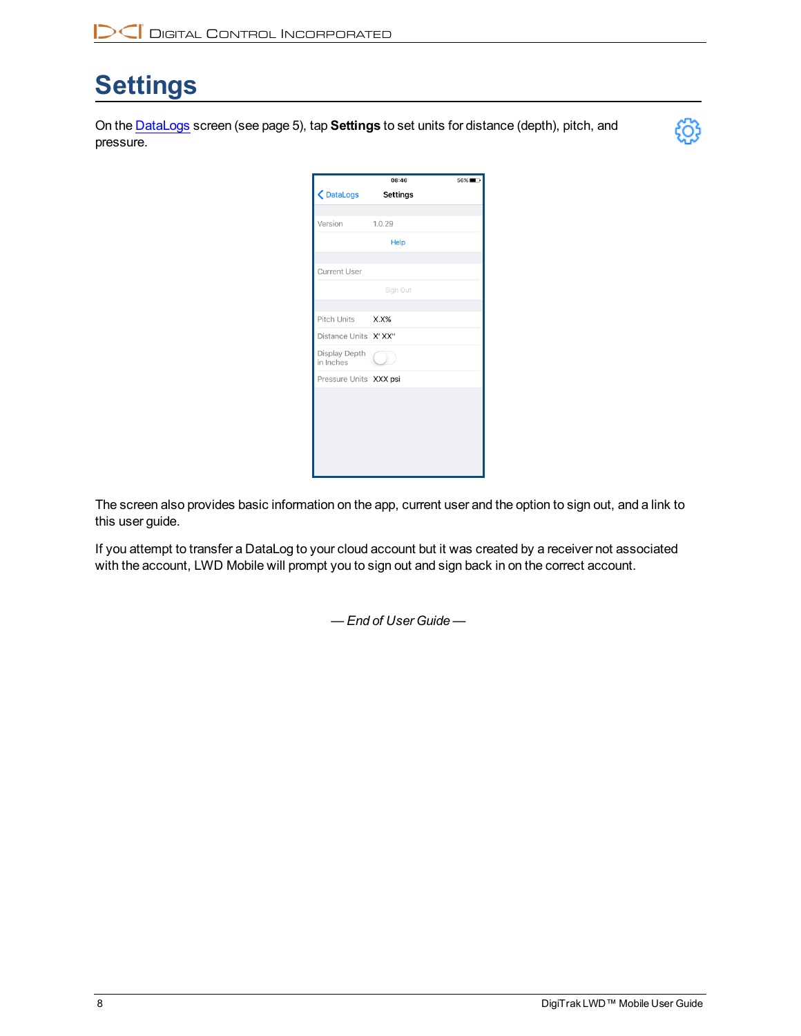# Settings

On the DataLogs screen (see page 5), tap **Settings** to set units for distance (depth), pitch, and pressure.

The screen also provides basic information on the app, current user and the option to sign out, and a link to this user guide.

If you attempt to transfer a DataLog to your cloud account but it was created by a receiver not associated with the account, LWD Mobile will prompt you to sign out and sign back in on the correct account.

*— End of User Guide —*